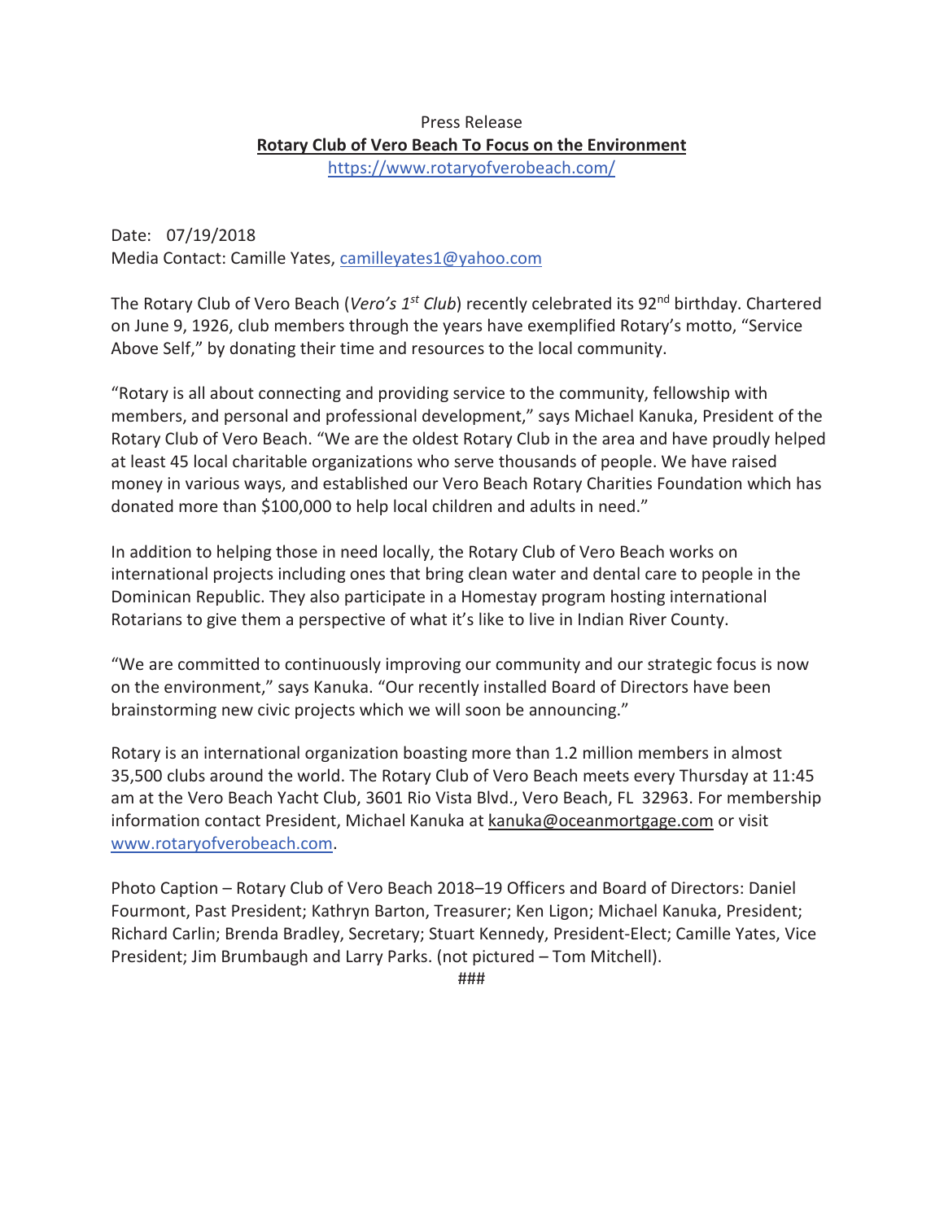Press Release

**Rotary Club of Vero Beach To Focus on the Environment**

https://www.rotaryofverobeach.com/

Date: 07/19/2018

Media Contact: Camille Yates, camilleyates1@yahoo.com

The Rotary Club of Vero Beach (*Vero's 1st Club*) recently celebrated its 92nd birthday. Chartered on June 9, 1926, club members through the years have exemplified Rotary's motto, "Service Above Self," by donating their time and resources to the local community.

"Rotary is all about connecting and providing service to the community, fellowship with members, and personal and professional development," says Michael Kanuka, President of the Rotary Club of Vero Beach. "We are the oldest Rotary Club in the area and have proudly helped at least 45 local charitable organizations who serve thousands of people. We have raised money in various ways, and established our Vero Beach Rotary Charities Foundation which has donated more than $100,000 to help local children and adults in need."

In addition to helping those in need locally, the Rotary Club of Vero Beach works on international projects including ones that bring clean water and dental care to people in the Dominican Republic. They also participate in a Homestay program hosting international Rotarians to give them a perspective of what it's like to live in Indian River County.

"We are committed to continuously improving our community and our strategic focus is now on the environment," says Kanuka. "Our recently installed Board of Directors have been brainstorming new civic projects which we will soon be announcing."

Rotary is an international organization boasting more than 1.2 million members in almost 35,500 clubs around the world. The Rotary Club of Vero Beach meets every Thursday at 11:45 am at the Vero Beach Yacht Club, 3601 Rio Vista Blvd., Vero Beach, FL 32963. For membership information contact President, Michael Kanuka at kanuka@oceanmortgage.com or visit www.rotaryofverobeach.com.

Photo Caption – Rotary Club of Vero Beach 2018–19 Officers and Board of Directors: Daniel Fourmont, Past President; Kathryn Barton, Treasurer; Ken Ligon; Michael Kanuka, President; Richard Carlin; Brenda Bradley, Secretary; Stuart Kennedy, President-Elect; Camille Yates, Vice President; Jim Brumbaugh and Larry Parks. (not pictured – Tom Mitchell).

###